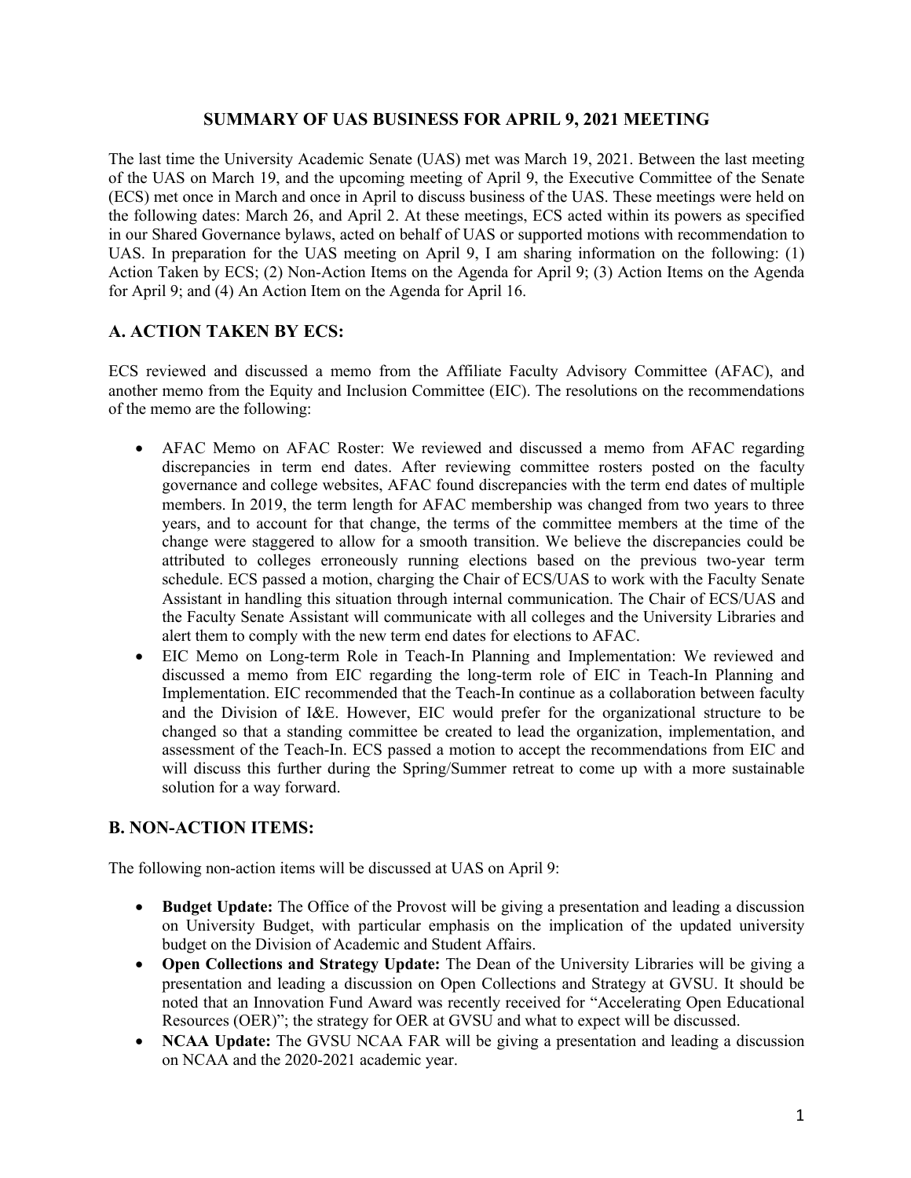# SUMMARY OF UAS BUSINESS FOR APRIL 9, 2021 MEETING

The last time the University Academic Senate (UAS) met was March 19, 2021. Between the last meeting of the UAS on March 19, and the upcoming meeting of April 9, the Executive Committee of the Senate (ECS) met once in March and once in April to discuss business of the UAS. These meetings were held on the following dates: March 26, and April 2. At these meetings, ECS acted within its powers as specified in our Shared Governance bylaws, acted on behalf of UAS or supported motions with recommendation to UAS. In preparation for the UAS meeting on April 9, I am sharing information on the following: (1) Action Taken by ECS; (2) Non-Action Items on the Agenda for April 9; (3) Action Items on the Agenda for April 9; and (4) An Action Item on the Agenda for April 16.

## A. ACTION TAKEN BY ECS:

ECS reviewed and discussed a memo from the Affiliate Faculty Advisory Committee (AFAC), and another memo from the Equity and Inclusion Committee (EIC). The resolutions on the recommendations of the memo are the following:

- AFAC Memo on AFAC Roster: We reviewed and discussed a memo from AFAC regarding discrepancies in term end dates. After reviewing committee rosters posted on the faculty governance and college websites, AFAC found discrepancies with the term end dates of multiple members. In 2019, the term length for AFAC membership was changed from two years to three years, and to account for that change, the terms of the committee members at the time of the change were staggered to allow for a smooth transition. We believe the discrepancies could be attributed to colleges erroneously running elections based on the previous two-year term schedule. ECS passed a motion, charging the Chair of ECS/UAS to work with the Faculty Senate Assistant in handling this situation through internal communication. The Chair of ECS/UAS and the Faculty Senate Assistant will communicate with all colleges and the University Libraries and alert them to comply with the new term end dates for elections to AFAC.
- EIC Memo on Long-term Role in Teach-In Planning and Implementation: We reviewed and discussed a memo from EIC regarding the long-term role of EIC in Teach-In Planning and Implementation. EIC recommended that the Teach-In continue as a collaboration between faculty and the Division of I&E. However, EIC would prefer for the organizational structure to be changed so that a standing committee be created to lead the organization, implementation, and assessment of the Teach-In. ECS passed a motion to accept the recommendations from EIC and will discuss this further during the Spring/Summer retreat to come up with a more sustainable solution for a way forward.

## B. NON-ACTION ITEMS:

The following non-action items will be discussed at UAS on April 9:

- **Budget Update:** The Office of the Provost will be giving a presentation and leading a discussion on University Budget, with particular emphasis on the implication of the updated university budget on the Division of Academic and Student Affairs.
- **Open Collections and Strategy Update:** The Dean of the University Libraries will be giving a presentation and leading a discussion on Open Collections and Strategy at GVSU. It should be noted that an Innovation Fund Award was recently received for "Accelerating Open Educational Resources (OER)"; the strategy for OER at GVSU and what to expect will be discussed.
- **NCAA Update:** The GVSU NCAA FAR will be giving a presentation and leading a discussion on NCAA and the 2020-2021 academic year.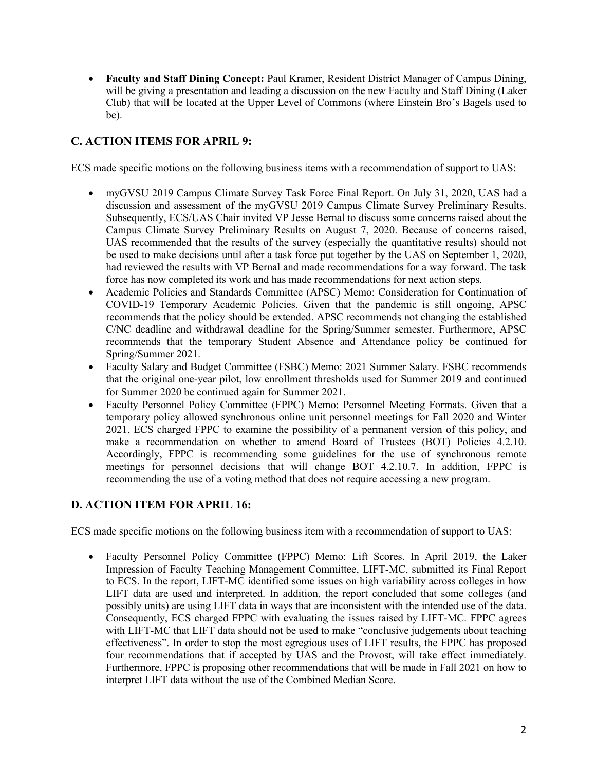- **Faculty and Staff Dining Concept:** Paul Kramer, Resident District Manager of Campus Dining, will be giving a presentation and leading a discussion on the new Faculty and Staff Dining (Laker Club) that will be located at the Upper Level of Commons (where Einstein Bro's Bagels used to be).

## C. ACTION ITEMS FOR APRIL 9:

ECS made specific motions on the following business items with a recommendation of support to UAS:

- myGVSU 2019 Campus Climate Survey Task Force Final Report. On July 31, 2020, UAS had a discussion and assessment of the myGVSU 2019 Campus Climate Survey Preliminary Results. Subsequently, ECS/UAS Chair invited VP Jesse Bernal to discuss some concerns raised about the Campus Climate Survey Preliminary Results on August 7, 2020. Because of concerns raised, UAS recommended that the results of the survey (especially the quantitative results) should not be used to make decisions until after a task force put together by the UAS on September 1, 2020, had reviewed the results with VP Bernal and made recommendations for a way forward. The task force has now completed its work and has made recommendations for next action steps.
- Academic Policies and Standards Committee (APSC) Memo: Consideration for Continuation of COVID-19 Temporary Academic Policies. Given that the pandemic is still ongoing, APSC recommends that the policy should be extended. APSC recommends not changing the established C/NC deadline and withdrawal deadline for the Spring/Summer semester. Furthermore, APSC recommends that the temporary Student Absence and Attendance policy be continued for Spring/Summer 2021.
- Faculty Salary and Budget Committee (FSBC) Memo: 2021 Summer Salary. FSBC recommends that the original one-year pilot, low enrollment thresholds used for Summer 2019 and continued for Summer 2020 be continued again for Summer 2021.
- Faculty Personnel Policy Committee (FPPC) Memo: Personnel Meeting Formats. Given that a temporary policy allowed synchronous online unit personnel meetings for Fall 2020 and Winter 2021, ECS charged FPPC to examine the possibility of a permanent version of this policy, and make a recommendation on whether to amend Board of Trustees (BOT) Policies 4.2.10. Accordingly, FPPC is recommending some guidelines for the use of synchronous remote meetings for personnel decisions that will change BOT 4.2.10.7. In addition, FPPC is recommending the use of a voting method that does not require accessing a new program.

## D. ACTION ITEM FOR APRIL 16:

ECS made specific motions on the following business item with a recommendation of support to UAS:

- Faculty Personnel Policy Committee (FPPC) Memo: Lift Scores. In April 2019, the Laker Impression of Faculty Teaching Management Committee, LIFT-MC, submitted its Final Report to ECS. In the report, LIFT-MC identified some issues on high variability across colleges in how LIFT data are used and interpreted. In addition, the report concluded that some colleges (and possibly units) are using LIFT data in ways that are inconsistent with the intended use of the data. Consequently, ECS charged FPPC with evaluating the issues raised by LIFT-MC. FPPC agrees with LIFT-MC that LIFT data should not be used to make "conclusive judgements about teaching effectiveness". In order to stop the most egregious uses of LIFT results, the FPPC has proposed four recommendations that if accepted by UAS and the Provost, will take effect immediately. Furthermore, FPPC is proposing other recommendations that will be made in Fall 2021 on how to interpret LIFT data without the use of the Combined Median Score.